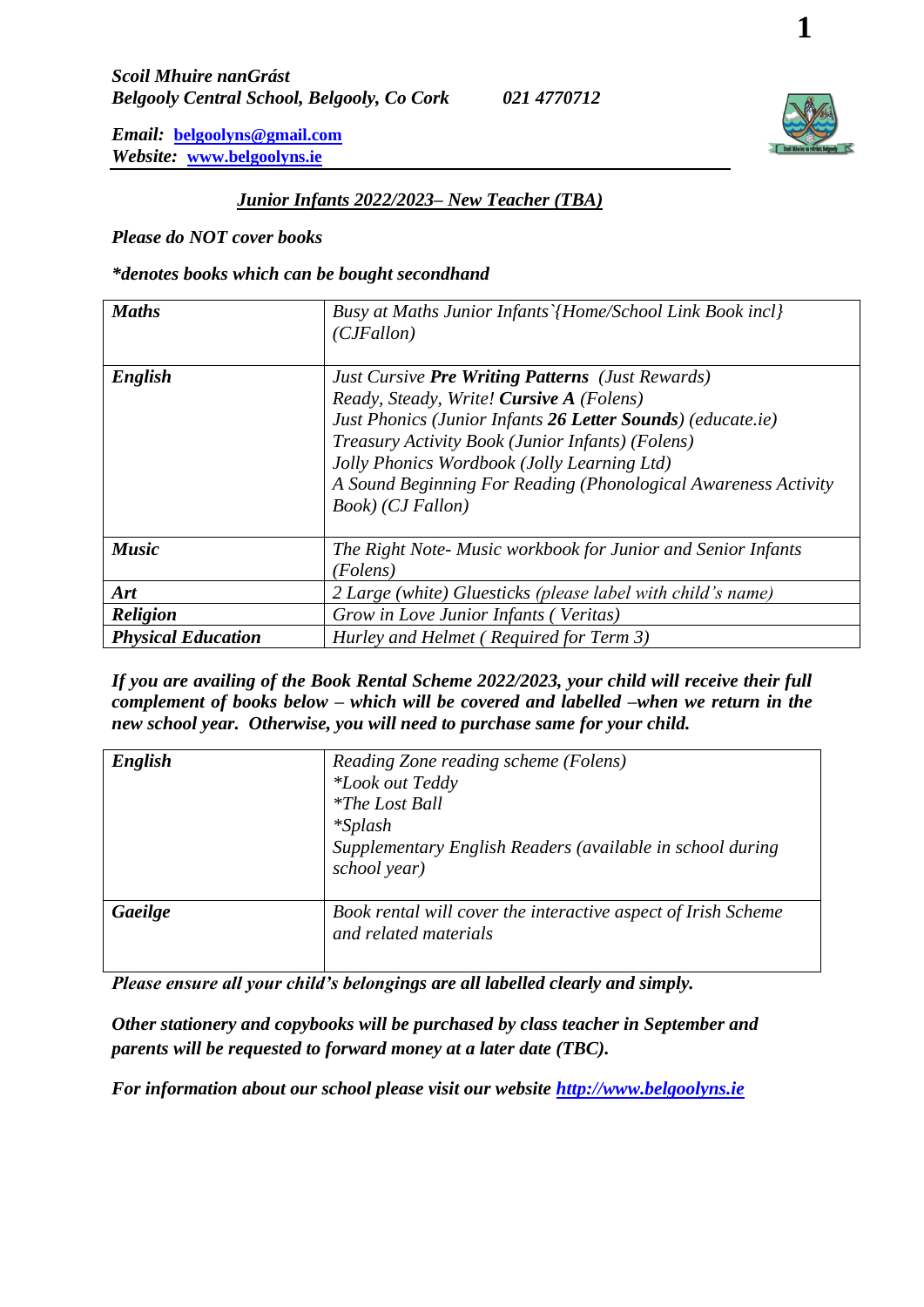***Scoil Mhuire nanGrást***
***Belgooly Central School, Belgooly, Co Cork*** ***021 4770712***

***Email:*** [belgoolyns@gmail.com](mailto:belgoolyns@gmail.com)
***Website:*** [www.belgoolyns.ie](http://www.belgoolyns.ie)

## ***Junior Infants 2022/2023– New Teacher (TBA)***

***Please do NOT cover books***

****denotes books which can be bought secondhand***

| | |
|---|---|
| ***Maths*** | *Busy at Maths Junior Infants`{Home/School Link Book incl} (CJFallon)* |
| ***English*** | *Just Cursive **Pre Writing Patterns** (Just Rewards)*<br>*Ready, Steady, Write! **Cursive A** (Folens)*<br>*Just Phonics (Junior Infants **26 Letter Sounds**) (educate.ie)*<br>*Treasury Activity Book (Junior Infants) (Folens)*<br>*Jolly Phonics Wordbook (Jolly Learning Ltd)*<br>*A Sound Beginning For Reading (Phonological Awareness Activity Book) (CJ Fallon)* |
| ***Music*** | *The Right Note- Music workbook for Junior and Senior Infants (Folens)* |
| ***Art*** | *2 Large (white) Gluesticks (please label with child's name)* |
| ***Religion*** | *Grow in Love Junior Infants ( Veritas)* |
| ***Physical Education*** | *Hurley and Helmet ( Required for Term 3)* |

***If you are availing of the Book Rental Scheme 2022/2023, your child will receive their full complement of books below – which will be covered and labelled –when we return in the new school year. Otherwise, you will need to purchase same for your child.***

| | |
|---|---|
| ***English*** | *Reading Zone reading scheme (Folens)*<br>**Look out Teddy*<br>**The Lost Ball*<br>**Splash*<br>*Supplementary English Readers (available in school during school year)* |
| ***Gaeilge*** | *Book rental will cover the interactive aspect of Irish Scheme and related materials* |

***Please ensure all your child's belongings are all labelled clearly and simply.***

***Other stationery and copybooks will be purchased by class teacher in September and parents will be requested to forward money at a later date (TBC).***

***For information about our school please visit our website [http://www.belgoolyns.ie](http://www.belgoolyns.ie)***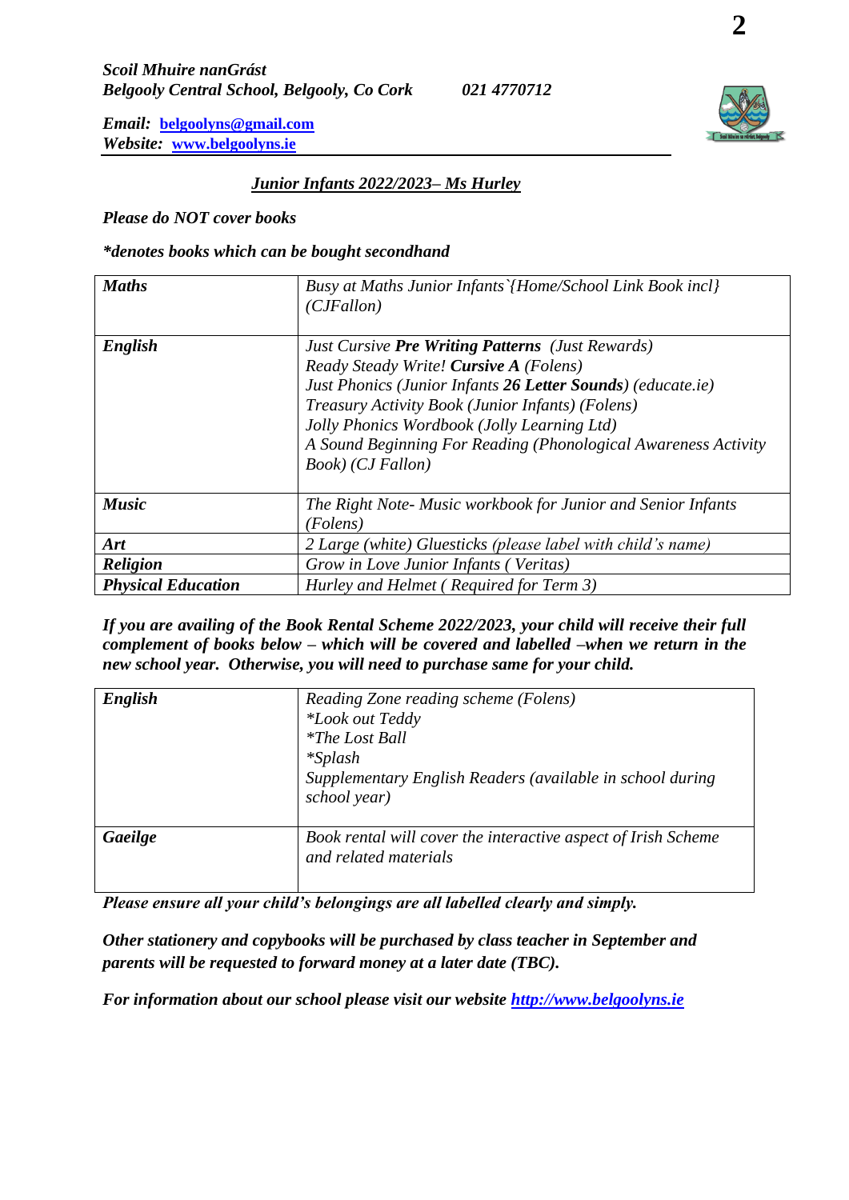***Scoil Mhuire nanGrást***
***Belgooly Central School, Belgooly, Co Cork*** ***021 4770712***

***Email:*** **belgoolyns@gmail.com**
***Website:*** **www.belgoolyns.ie**

## ***Junior Infants 2022/2023– Ms Hurley***

***Please do NOT cover books***

****denotes books which can be bought secondhand***

| | |
|---|---|
| ***Maths*** | *Busy at Maths Junior Infants`{Home/School Link Book incl} (CJFallon)* |
| ***English*** | *Just Cursive **Pre Writing Patterns** (Just Rewards)*<br>*Ready Steady Write! **Cursive A** (Folens)*<br>*Just Phonics (Junior Infants **26 Letter Sounds**) (educate.ie)*<br>*Treasury Activity Book (Junior Infants) (Folens)*<br>*Jolly Phonics Wordbook (Jolly Learning Ltd)*<br>*A Sound Beginning For Reading (Phonological Awareness Activity Book) (CJ Fallon)* |
| ***Music*** | *The Right Note- Music workbook for Junior and Senior Infants (Folens)* |
| ***Art*** | *2 Large (white) Gluesticks (please label with child's name)* |
| ***Religion*** | *Grow in Love Junior Infants ( Veritas)* |
| ***Physical Education*** | *Hurley and Helmet ( Required for Term 3)* |

***If you are availing of the Book Rental Scheme 2022/2023, your child will receive their full complement of books below – which will be covered and labelled –when we return in the new school year. Otherwise, you will need to purchase same for your child.***

| | |
|---|---|
| ***English*** | *Reading Zone reading scheme (Folens)*<br>**Look out Teddy*<br>**The Lost Ball*<br>**Splash*<br>*Supplementary English Readers (available in school during school year)* |
| ***Gaeilge*** | *Book rental will cover the interactive aspect of Irish Scheme and related materials* |

***Please ensure all your child's belongings are all labelled clearly and simply.***

***Other stationery and copybooks will be purchased by class teacher in September and parents will be requested to forward money at a later date (TBC).***

***For information about our school please visit our website*** ***http://www.belgoolyns.ie***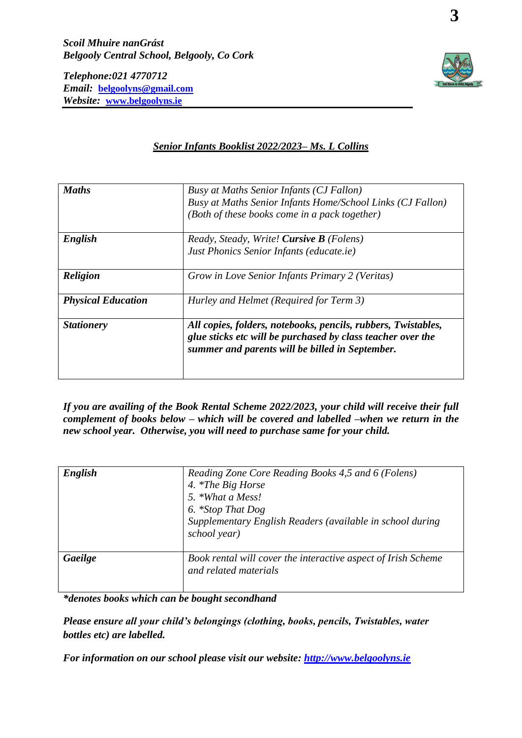***Scoil Mhuire nanGrást***
***Belgooly Central School, Belgooly, Co Cork***

***Telephone:021 4770712***
***Email:*** **belgoolyns@gmail.com**
***Website:*** **www.belgoolyns.ie**

## ***Senior Infants Booklist 2022/2023– Ms. L Collins***

| | |
|---|---|
| ***Maths*** | *Busy at Maths Senior Infants (CJ Fallon)*<br>*Busy at Maths Senior Infants Home/School Links (CJ Fallon)*<br>*(Both of these books come in a pack together)* |
| ***English*** | *Ready, Steady, Write!* ***Cursive B*** *(Folens)*<br>*Just Phonics Senior Infants (educate.ie)* |
| ***Religion*** | *Grow in Love Senior Infants Primary 2 (Veritas)* |
| ***Physical Education*** | *Hurley and Helmet (Required for Term 3)* |
| ***Stationery*** | ***All copies, folders, notebooks, pencils, rubbers, Twistables, glue sticks etc will be purchased by class teacher over the summer and parents will be billed in September.*** |

***If you are availing of the Book Rental Scheme 2022/2023, your child will receive their full complement of books below – which will be covered and labelled –when we return in the new school year. Otherwise, you will need to purchase same for your child.***

| | |
|---|---|
| ***English*** | *Reading Zone Core Reading Books 4,5 and 6 (Folens)*<br>*4. *The Big Horse*<br>*5. *What a Mess!*<br>*6. *Stop That Dog*<br>*Supplementary English Readers (available in school during school year)* |
| ***Gaeilge*** | *Book rental will cover the interactive aspect of Irish Scheme and related materials* |

****denotes books which can be bought secondhand***

***Please ensure all your child's belongings (clothing, books, pencils, Twistables, water bottles etc) are labelled.***

***For information on our school please visit our website:*** ***http://www.belgoolyns.ie***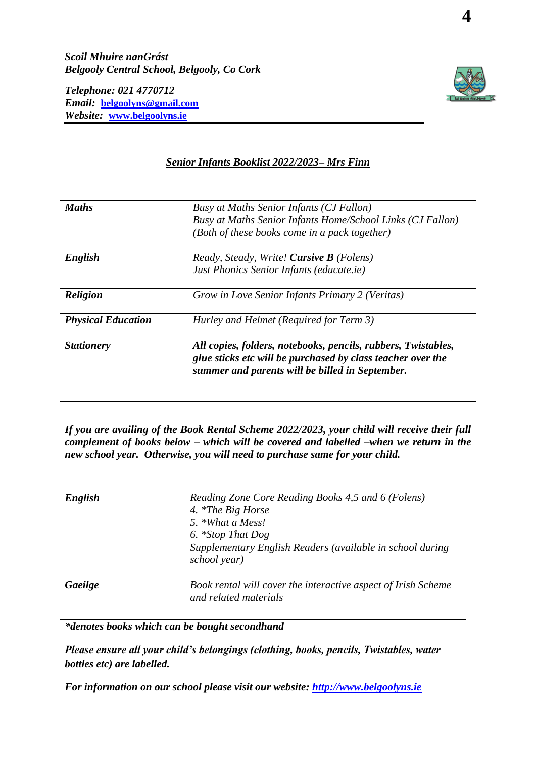*Scoil Mhuire nanGrást*
***Belgooly Central School, Belgooly, Co Cork***

***Telephone: 021 4770712***
***Email: [belgoolyns@gmail.com](mailto:belgoolyns@gmail.com)***
***Website: [www.belgoolyns.ie](http://www.belgoolyns.ie)***

## *Senior Infants Booklist 2022/2023– Mrs Finn*

| | |
|---|---|
| ***Maths*** | *Busy at Maths Senior Infants (CJ Fallon)*<br>*Busy at Maths Senior Infants Home/School Links (CJ Fallon)*<br>*(Both of these books come in a pack together)* |
| ***English*** | *Ready, Steady, Write!* ***Cursive B*** *(Folens)*<br>*Just Phonics Senior Infants (educate.ie)* |
| ***Religion*** | *Grow in Love Senior Infants Primary 2 (Veritas)* |
| ***Physical Education*** | *Hurley and Helmet (Required for Term 3)* |
| ***Stationery*** | ***All copies, folders, notebooks, pencils, rubbers, Twistables, glue sticks etc will be purchased by class teacher over the summer and parents will be billed in September.*** |

***If you are availing of the Book Rental Scheme 2022/2023, your child will receive their full complement of books below – which will be covered and labelled –when we return in the new school year. Otherwise, you will need to purchase same for your child.***

| | |
|---|---|
| ***English*** | *Reading Zone Core Reading Books 4,5 and 6 (Folens)*<br>*4. *The Big Horse*<br>*5. *What a Mess!*<br>*6. *Stop That Dog*<br>*Supplementary English Readers (available in school during school year)* |
| ***Gaeilge*** | *Book rental will cover the interactive aspect of Irish Scheme and related materials* |

****denotes books which can be bought secondhand***

***Please ensure all your child's belongings (clothing, books, pencils, Twistables, water bottles etc) are labelled.***

***For information on our school please visit our website: [http://www.belgoolyns.ie](http://www.belgoolyns.ie)***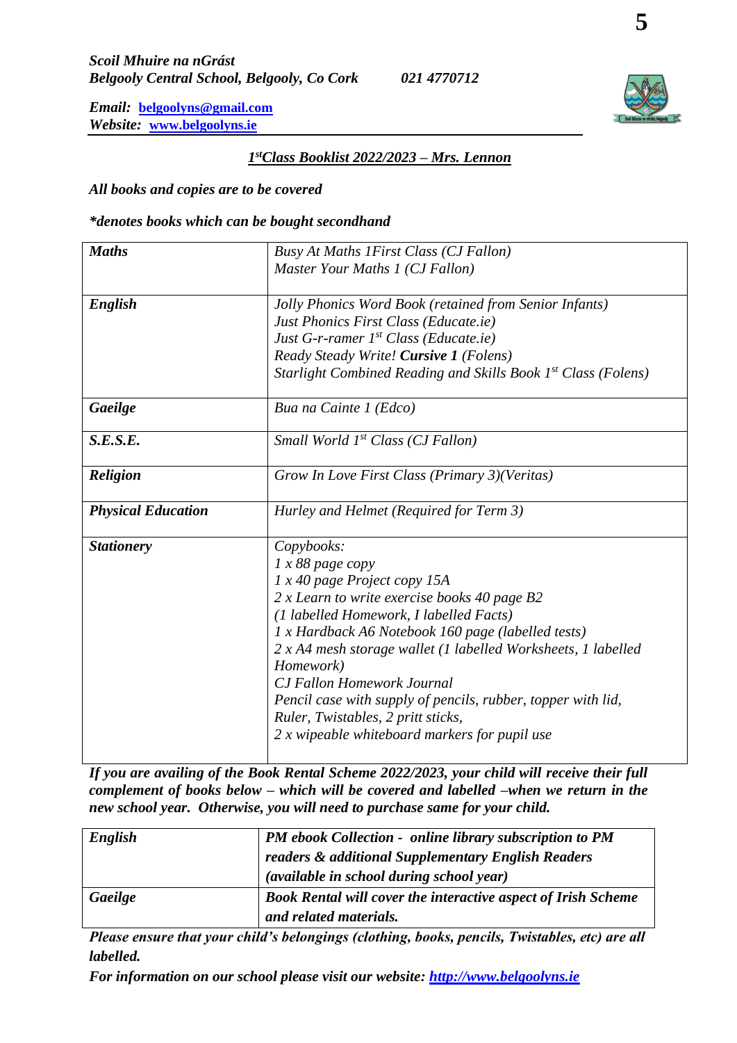*Scoil Mhuire na nGrást*
*Belgooly Central School, Belgooly, Co Cork* *021 4770712*

*Email:* **belgoolyns@gmail.com**
*Website:* **www.belgoolyns.ie**

## *1st Class Booklist 2022/2023 – Mrs. Lennon*

***All books and copies are to be covered***

****denotes books which can be bought secondhand***

| | |
|---|---|
| ***Maths*** | *Busy At Maths 1First Class (CJ Fallon)*<br>*Master Your Maths 1 (CJ Fallon)* |
| ***English*** | *Jolly Phonics Word Book (retained from Senior Infants)*<br>*Just Phonics First Class (Educate.ie)*<br>*Just G-r-ramer 1st Class (Educate.ie)*<br>*Ready Steady Write!* ***Cursive 1*** *(Folens)*<br>*Starlight Combined Reading and Skills Book 1st Class (Folens)* |
| ***Gaeilge*** | *Bua na Cainte 1 (Edco)* |
| ***S.E.S.E.*** | *Small World 1st Class (CJ Fallon)* |
| ***Religion*** | *Grow In Love First Class (Primary 3)(Veritas)* |
| ***Physical Education*** | *Hurley and Helmet (Required for Term 3)* |
| ***Stationery*** | *Copybooks:*<br>*1 x 88 page copy*<br>*1 x 40 page Project copy 15A*<br>*2 x Learn to write exercise books 40 page B2*<br>*(1 labelled Homework, I labelled Facts)*<br>*1 x Hardback A6 Notebook 160 page (labelled tests)*<br>*2 x A4 mesh storage wallet (1 labelled Worksheets, 1 labelled Homework)*<br>*CJ Fallon Homework Journal*<br>*Pencil case with supply of pencils, rubber, topper with lid,*<br>*Ruler, Twistables, 2 pritt sticks,*<br>*2 x wipeable whiteboard markers for pupil use* |

***If you are availing of the Book Rental Scheme 2022/2023, your child will receive their full complement of books below – which will be covered and labelled –when we return in the new school year. Otherwise, you will need to purchase same for your child.***

| | |
|---|---|
| ***English*** | ***PM ebook Collection - online library subscription to PM readers & additional Supplementary English Readers (available in school during school year)*** |
| ***Gaeilge*** | ***Book Rental will cover the interactive aspect of Irish Scheme and related materials.*** |

***Please ensure that your child's belongings (clothing, books, pencils, Twistables, etc) are all labelled.***

***For information on our school please visit our website: http://www.belgoolyns.ie***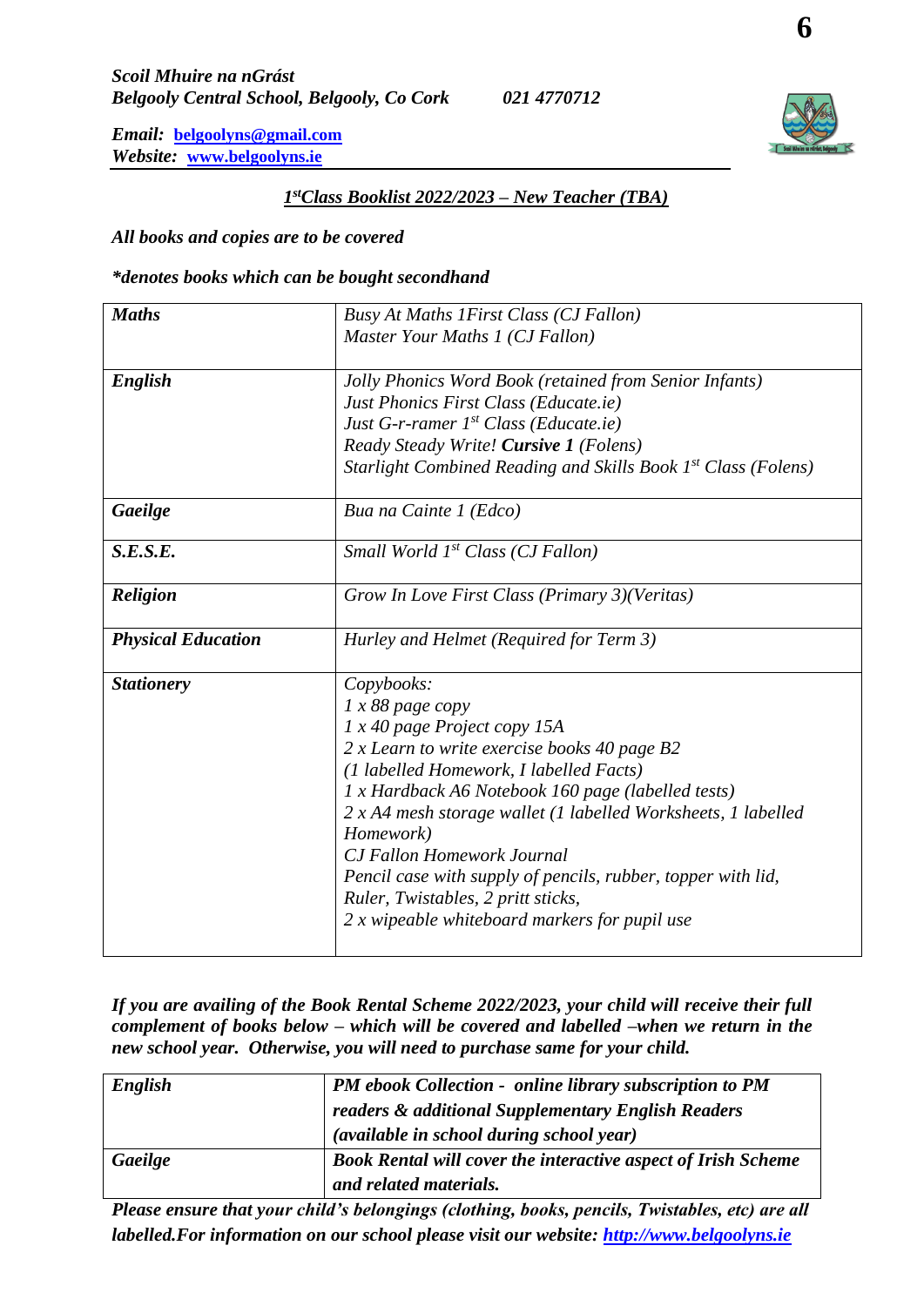*Scoil Mhuire na nGrást*
*Belgooly Central School, Belgooly, Co Cork* *021 4770712*

*Email:* **belgoolyns@gmail.com**
*Website:* **www.belgoolyns.ie**

## *1st Class Booklist 2022/2023 – New Teacher (TBA)*

***All books and copies are to be covered***

****denotes books which can be bought secondhand***

| | |
|---|---|
| ***Maths*** | *Busy At Maths 1First Class (CJ Fallon)*<br>*Master Your Maths 1 (CJ Fallon)* |
| ***English*** | *Jolly Phonics Word Book (retained from Senior Infants)*<br>*Just Phonics First Class (Educate.ie)*<br>*Just G-r-ramer 1st Class (Educate.ie)*<br>*Ready Steady Write!* ***Cursive 1*** *(Folens)*<br>*Starlight Combined Reading and Skills Book 1st Class (Folens)* |
| ***Gaeilge*** | *Bua na Cainte 1 (Edco)* |
| ***S.E.S.E.*** | *Small World 1st Class (CJ Fallon)* |
| ***Religion*** | *Grow In Love First Class (Primary 3)(Veritas)* |
| ***Physical Education*** | *Hurley and Helmet (Required for Term 3)* |
| ***Stationery*** | *Copybooks:*<br>*1 x 88 page copy*<br>*1 x 40 page Project copy 15A*<br>*2 x Learn to write exercise books 40 page B2*<br>*(1 labelled Homework, I labelled Facts)*<br>*1 x Hardback A6 Notebook 160 page (labelled tests)*<br>*2 x A4 mesh storage wallet (1 labelled Worksheets, 1 labelled Homework)*<br>*CJ Fallon Homework Journal*<br>*Pencil case with supply of pencils, rubber, topper with lid,*<br>*Ruler, Twistables, 2 pritt sticks,*<br>*2 x wipeable whiteboard markers for pupil use* |

***If you are availing of the Book Rental Scheme 2022/2023, your child will receive their full complement of books below – which will be covered and labelled –when we return in the new school year. Otherwise, you will need to purchase same for your child.***

| | |
|---|---|
| ***English*** | ***PM ebook Collection - online library subscription to PM readers & additional Supplementary English Readers (available in school during school year)*** |
| ***Gaeilge*** | ***Book Rental will cover the interactive aspect of Irish Scheme and related materials.*** |

***Please ensure that your child's belongings (clothing, books, pencils, Twistables, etc) are all labelled.For information on our school please visit our website: http://www.belgoolyns.ie***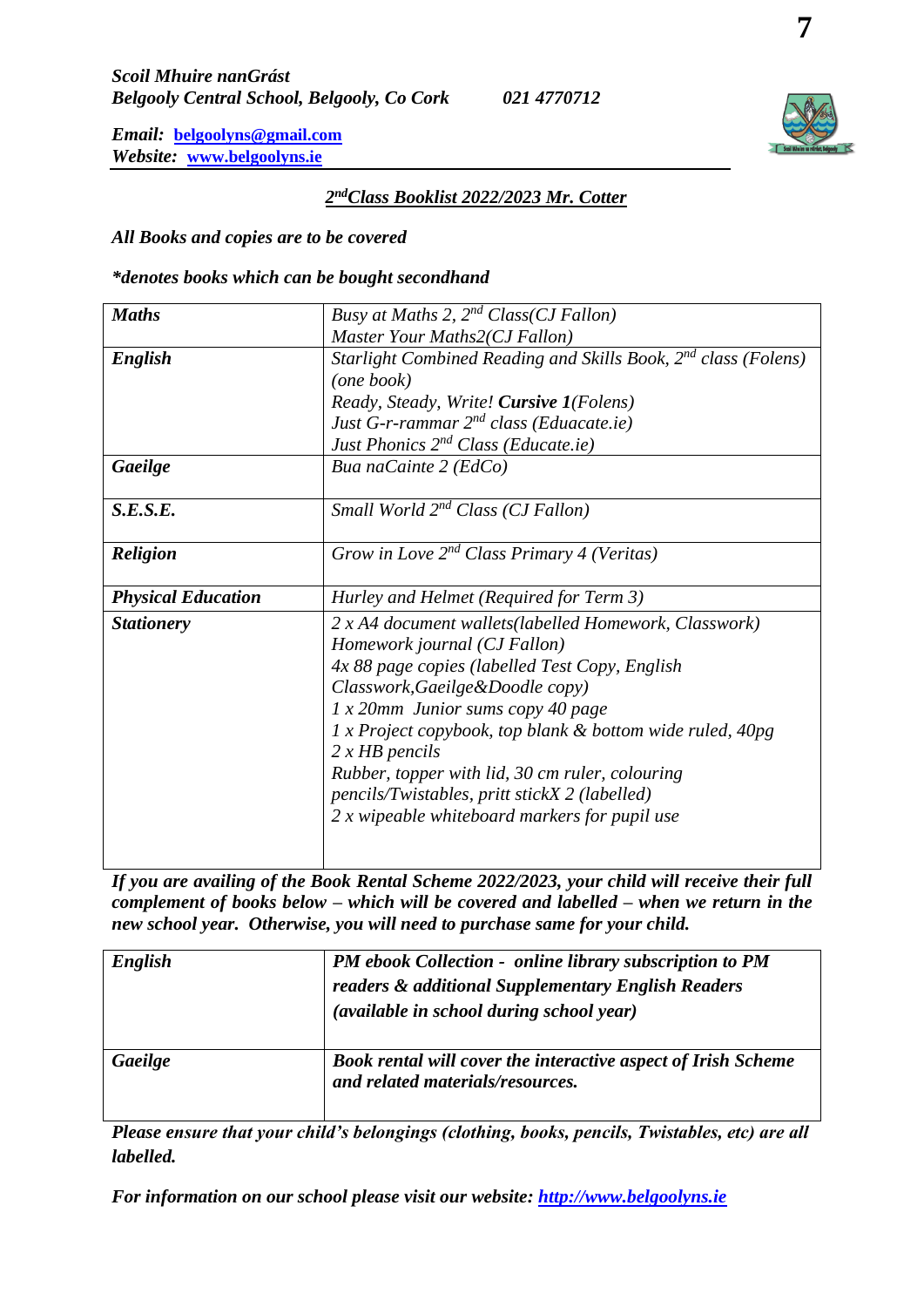*Scoil Mhuire nanGrást*
*Belgooly Central School, Belgooly, Co Cork* *021 4770712*

*Email:* belgoolyns@gmail.com
*Website:* www.belgoolyns.ie

## *2nd Class Booklist 2022/2023 Mr. Cotter*

***All Books and copies are to be covered***

****denotes books which can be bought secondhand***

| | |
|---|---|
| ***Maths*** | *Busy at Maths 2, 2nd Class(CJ Fallon)*<br>*Master Your Maths2(CJ Fallon)* |
| ***English*** | *Starlight Combined Reading and Skills Book, 2nd class (Folens) (one book)*<br>*Ready, Steady, Write!* ***Cursive 1****(Folens)*<br>*Just G-r-rammar 2nd class (Eduacate.ie)*<br>*Just Phonics 2nd Class (Educate.ie)* |
| ***Gaeilge*** | *Bua naCainte 2 (EdCo)* |
| ***S.E.S.E.*** | *Small World 2nd Class (CJ Fallon)* |
| ***Religion*** | *Grow in Love 2nd Class Primary 4 (Veritas)* |
| ***Physical Education*** | *Hurley and Helmet (Required for Term 3)* |
| ***Stationery*** | *2 x A4 document wallets(labelled Homework, Classwork)*<br>*Homework journal (CJ Fallon)*<br>*4x 88 page copies (labelled Test Copy, English Classwork,Gaeilge&Doodle copy)*<br>*1 x 20mm Junior sums copy 40 page*<br>*1 x Project copybook, top blank & bottom wide ruled, 40pg*<br>*2 x HB pencils*<br>*Rubber, topper with lid, 30 cm ruler, colouring pencils/Twistables, pritt stickX 2 (labelled)*<br>*2 x wipeable whiteboard markers for pupil use* |

***If you are availing of the Book Rental Scheme 2022/2023, your child will receive their full complement of books below – which will be covered and labelled – when we return in the new school year. Otherwise, you will need to purchase same for your child.***

| | |
|---|---|
| ***English*** | ***PM ebook Collection - online library subscription to PM readers & additional Supplementary English Readers (available in school during school year)*** |
| ***Gaeilge*** | ***Book rental will cover the interactive aspect of Irish Scheme and related materials/resources.*** |

***Please ensure that your child's belongings (clothing, books, pencils, Twistables, etc) are all labelled.***

***For information on our school please visit our website: http://www.belgoolyns.ie***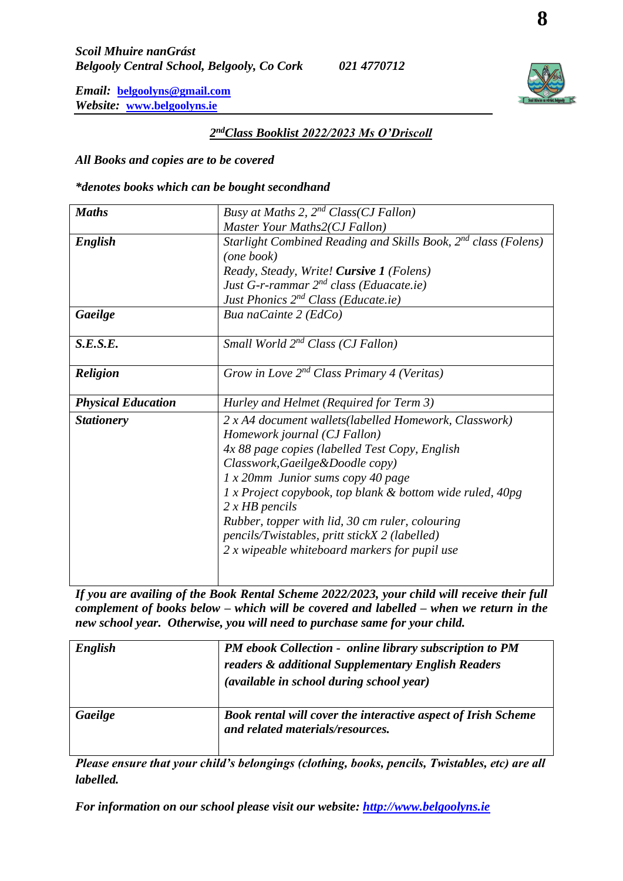*Scoil Mhuire nanGrást*
*Belgooly Central School, Belgooly, Co Cork 021 4770712*

*Email:* [belgoolyns@gmail.com](mailto:belgoolyns@gmail.com)
*Website:* [www.belgoolyns.ie](http://www.belgoolyns.ie)

## *2nd Class Booklist 2022/2023 Ms O'Driscoll*

***All Books and copies are to be covered***

****denotes books which can be bought secondhand***

| | |
|---|---|
| ***Maths*** | *Busy at Maths 2, 2nd Class(CJ Fallon)*<br>*Master Your Maths2(CJ Fallon)* |
| ***English*** | *Starlight Combined Reading and Skills Book, 2nd class (Folens) (one book)*<br>*Ready, Steady, Write!* ***Cursive 1*** *(Folens)*<br>*Just G-r-rammar 2nd class (Eduacate.ie)*<br>*Just Phonics 2nd Class (Educate.ie)* |
| ***Gaeilge*** | *Bua naCainte 2 (EdCo)* |
| ***S.E.S.E.*** | *Small World 2nd Class (CJ Fallon)* |
| ***Religion*** | *Grow in Love 2nd Class Primary 4 (Veritas)* |
| ***Physical Education*** | *Hurley and Helmet (Required for Term 3)* |
| ***Stationery*** | *2 x A4 document wallets(labelled Homework, Classwork)*<br>*Homework journal (CJ Fallon)*<br>*4x 88 page copies (labelled Test Copy, English Classwork,Gaeilge&Doodle copy)*<br>*1 x 20mm Junior sums copy 40 page*<br>*1 x Project copybook, top blank & bottom wide ruled, 40pg*<br>*2 x HB pencils*<br>*Rubber, topper with lid, 30 cm ruler, colouring pencils/Twistables, pritt stickX 2 (labelled)*<br>*2 x wipeable whiteboard markers for pupil use* |

***If you are availing of the Book Rental Scheme 2022/2023, your child will receive their full complement of books below – which will be covered and labelled – when we return in the new school year. Otherwise, you will need to purchase same for your child.***

| | |
|---|---|
| ***English*** | ***PM ebook Collection - online library subscription to PM readers & additional Supplementary English Readers (available in school during school year)*** |
| ***Gaeilge*** | ***Book rental will cover the interactive aspect of Irish Scheme and related materials/resources.*** |

***Please ensure that your child's belongings (clothing, books, pencils, Twistables, etc) are all labelled.***

***For information on our school please visit our website:*** [***http://www.belgoolyns.ie***](http://www.belgoolyns.ie)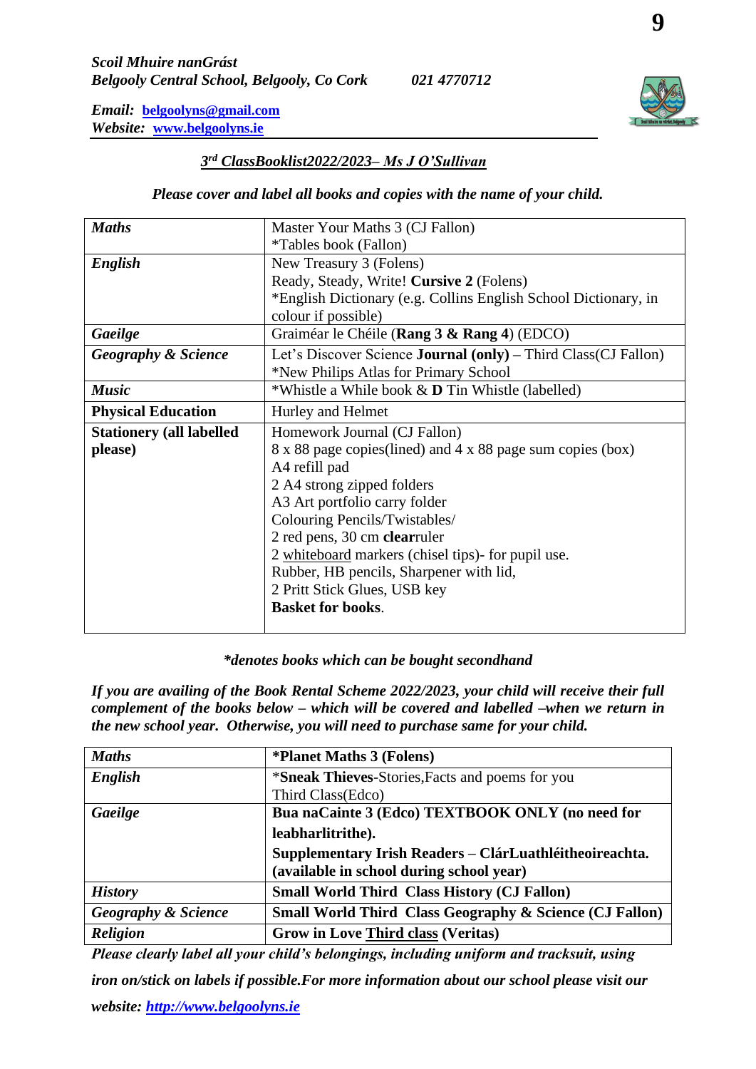*Scoil Mhuire nanGrást*
*Belgooly Central School, Belgooly, Co Cork* *021 4770712*

*Email:* **belgoolyns@gmail.com**
*Website:* **www.belgoolyns.ie**

## *3rd ClassBooklist2022/2023– Ms J O'Sullivan*

***Please cover and label all books and copies with the name of your child.***

| | |
|---|---|
| ***Maths*** | Master Your Maths 3 (CJ Fallon)<br>*Tables book (Fallon) |
| ***English*** | New Treasury 3 (Folens)<br>Ready, Steady, Write! **Cursive 2** (Folens)<br>*English Dictionary (e.g. Collins English School Dictionary, in colour if possible) |
| ***Gaeilge*** | Graiméar le Chéile (**Rang 3 & Rang 4**) (EDCO) |
| ***Geography & Science*** | Let's Discover Science **Journal (only)** – Third Class(CJ Fallon)<br>*New Philips Atlas for Primary School |
| ***Music*** | *Whistle a While book & **D** Tin Whistle (labelled) |
| **Physical Education** | Hurley and Helmet |
| **Stationery (all labelled please)** | Homework Journal (CJ Fallon)<br>8 x 88 page copies(lined) and 4 x 88 page sum copies (box)<br>A4 refill pad<br>2 A4 strong zipped folders<br>A3 Art portfolio carry folder<br>Colouring Pencils/Twistables/<br>2 red pens, 30 cm **clear**ruler<br>2 whiteboard markers (chisel tips)- for pupil use.<br>Rubber, HB pencils, Sharpener with lid,<br>2 Pritt Stick Glues, USB key<br>**Basket for books**. |

***\*denotes books which can be bought secondhand***

***If you are availing of the Book Rental Scheme 2022/2023, your child will receive their full complement of the books below – which will be covered and labelled –when we return in the new school year. Otherwise, you will need to purchase same for your child.***

| | |
|---|---|
| ***Maths*** | **\*Planet Maths 3 (Folens)** |
| ***English*** | \***Sneak Thieves**-Stories,Facts and poems for you Third Class(Edco) |
| ***Gaeilge*** | **Bua naCainte 3 (Edco) TEXTBOOK ONLY (no need for leabharlitrithe).**<br>**Supplementary Irish Readers – ClárLuathléitheoireachta. (available in school during school year)** |
| ***History*** | **Small World Third Class History (CJ Fallon)** |
| ***Geography & Science*** | **Small World Third Class Geography & Science (CJ Fallon)** |
| ***Religion*** | **Grow in Love Third class (Veritas)** |

***Please clearly label all your child's belongings, including uniform and tracksuit, using iron on/stick on labels if possible.For more information about our school please visit our website: http://www.belgoolyns.ie***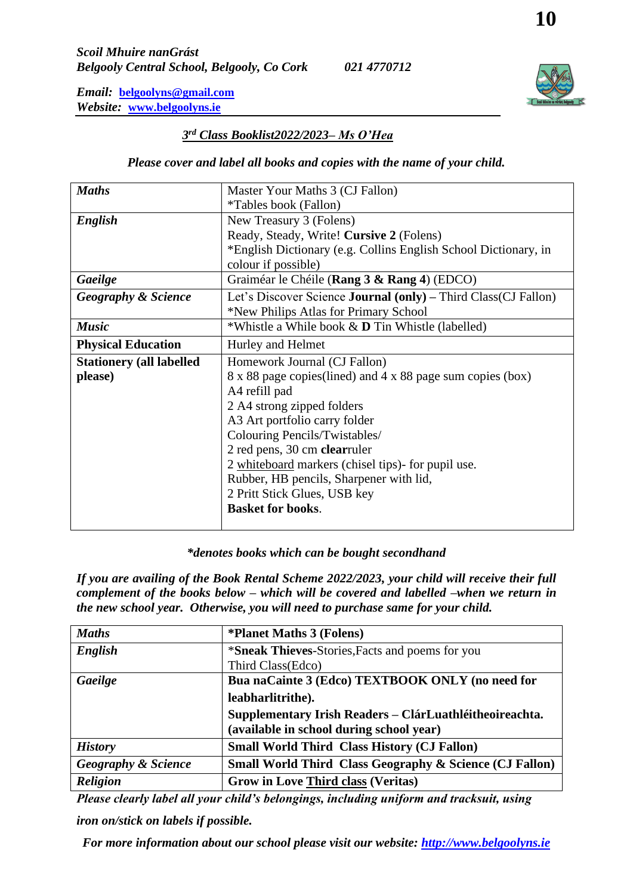*Scoil Mhuire nanGrást*
*Belgooly Central School, Belgooly, Co Cork*     *021 4770712*

*Email:* **belgoolyns@gmail.com**
*Website:* **www.belgoolyns.ie**

## *3rd Class Booklist2022/2023– Ms O'Hea*

***Please cover and label all books and copies with the name of your child.***

| | |
|---|---|
| ***Maths*** | Master Your Maths 3 (CJ Fallon)<br>*Tables book (Fallon) |
| ***English*** | New Treasury 3 (Folens)<br>Ready, Steady, Write! **Cursive 2** (Folens)<br>*English Dictionary (e.g. Collins English School Dictionary, in colour if possible) |
| ***Gaeilge*** | Graiméar le Chéile (**Rang 3 & Rang 4**) (EDCO) |
| ***Geography & Science*** | Let's Discover Science **Journal (only)** – Third Class(CJ Fallon)<br>*New Philips Atlas for Primary School |
| ***Music*** | *Whistle a While book & **D** Tin Whistle (labelled) |
| **Physical Education** | Hurley and Helmet |
| **Stationery (all labelled please)** | Homework Journal (CJ Fallon)<br>8 x 88 page copies(lined) and 4 x 88 page sum copies (box)<br>A4 refill pad<br>2 A4 strong zipped folders<br>A3 Art portfolio carry folder<br>Colouring Pencils/Twistables/<br>2 red pens, 30 cm **clear**ruler<br>2 whiteboard markers (chisel tips)- for pupil use.<br>Rubber, HB pencils, Sharpener with lid,<br>2 Pritt Stick Glues, USB key<br>**Basket for books**. |

***\*denotes books which can be bought secondhand***

***If you are availing of the Book Rental Scheme 2022/2023, your child will receive their full complement of the books below – which will be covered and labelled –when we return in the new school year. Otherwise, you will need to purchase same for your child.***

| | |
|---|---|
| ***Maths*** | **\*Planet Maths 3 (Folens)** |
| ***English*** | ***Sneak Thieves**-Stories,Facts and poems for you Third Class(Edco) |
| ***Gaeilge*** | **Bua naCainte 3 (Edco) TEXTBOOK ONLY (no need for leabharlitrithe).**<br>**Supplementary Irish Readers – ClárLuathléitheoireachta. (available in school during school year)** |
| ***History*** | **Small World Third Class History (CJ Fallon)** |
| ***Geography & Science*** | **Small World Third Class Geography & Science (CJ Fallon)** |
| ***Religion*** | **Grow in Love Third class (Veritas)** |

***Please clearly label all your child's belongings, including uniform and tracksuit, using iron on/stick on labels if possible.***

***For more information about our school please visit our website: http://www.belgoolyns.ie***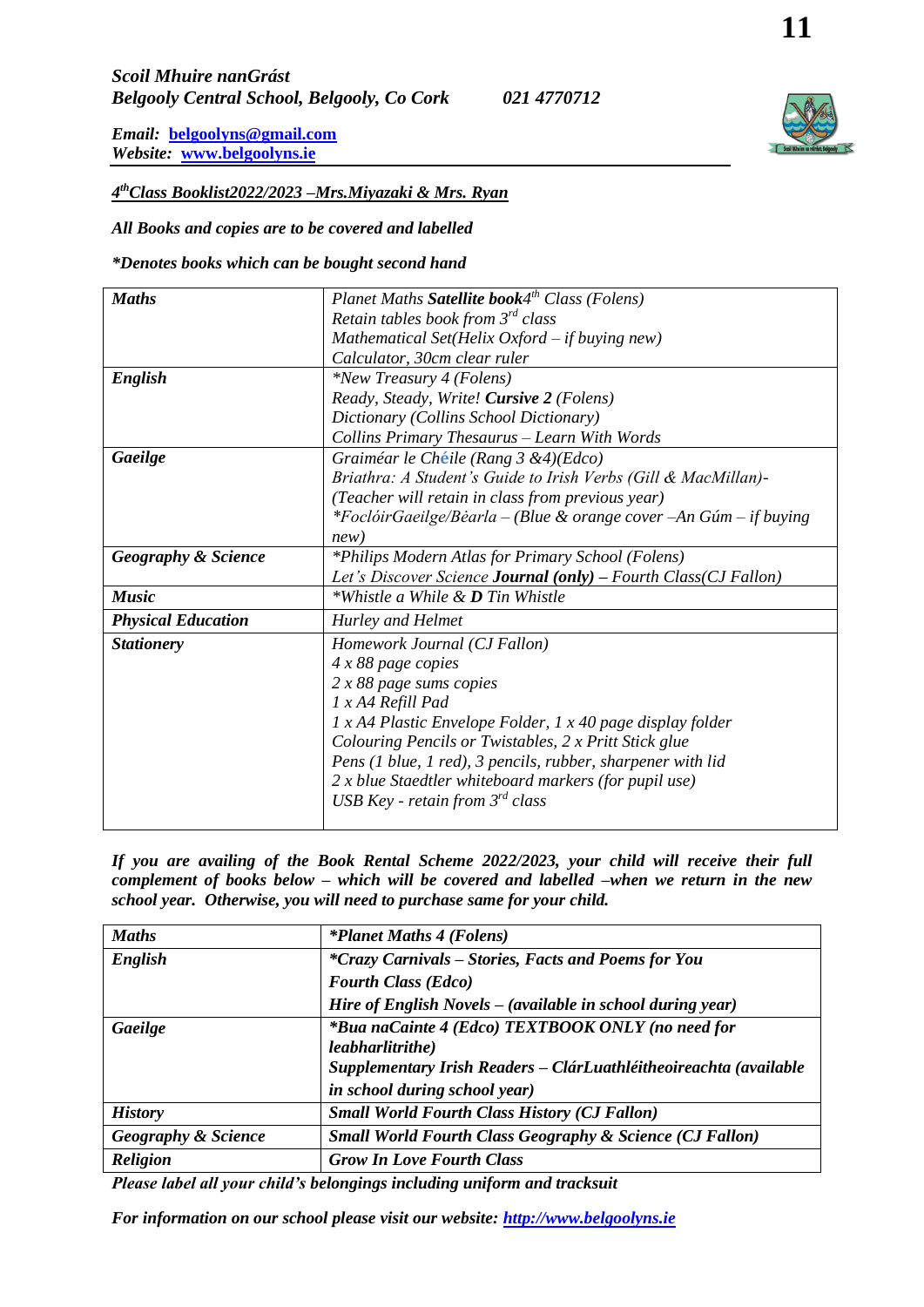***Scoil Mhuire nanGrást***
***Belgooly Central School, Belgooly, Co Cork*** ***021 4770712***

***Email:*** [belgoolyns@gmail.com](mailto:belgoolyns@gmail.com)
***Website:*** [www.belgoolyns.ie](http://www.belgoolyns.ie)

***4th Class Booklist2022/2023 –Mrs.Miyazaki & Mrs. Ryan***

***All Books and copies are to be covered and labelled***

****Denotes books which can be bought second hand***

| | |
|---|---|
| ***Maths*** | *Planet Maths **Satellite book** 4th Class (Folens)*<br>*Retain tables book from 3rd class*<br>*Mathematical Set(Helix Oxford – if buying new)*<br>*Calculator, 30cm clear ruler* |
| ***English*** | **New Treasury 4 (Folens)*<br>*Ready, Steady, Write! **Cursive 2** (Folens)*<br>*Dictionary (Collins School Dictionary)*<br>*Collins Primary Thesaurus – Learn With Words* |
| ***Gaeilge*** | *Graiméar le Chéile (Rang 3 &4)(Edco)*<br>*Briathra: A Student's Guide to Irish Verbs (Gill & MacMillan)-(Teacher will retain in class from previous year)*<br>**FoclóirGaeilge/Béarla – (Blue & orange cover –An Gúm – if buying new)* |
| ***Geography & Science*** | **Philips Modern Atlas for Primary School (Folens)*<br>*Let's Discover Science **Journal (only)** – Fourth Class(CJ Fallon)* |
| ***Music*** | **Whistle a While & **D** Tin Whistle* |
| ***Physical Education*** | *Hurley and Helmet* |
| ***Stationery*** | *Homework Journal (CJ Fallon)*<br>*4 x 88 page copies*<br>*2 x 88 page sums copies*<br>*1 x A4 Refill Pad*<br>*1 x A4 Plastic Envelope Folder, 1 x 40 page display folder*<br>*Colouring Pencils or Twistables, 2 x Pritt Stick glue*<br>*Pens (1 blue, 1 red), 3 pencils, rubber, sharpener with lid*<br>*2 x blue Staedtler whiteboard markers (for pupil use)*<br>*USB Key - retain from 3rd class* |

***If you are availing of the Book Rental Scheme 2022/2023, your child will receive their full complement of books below – which will be covered and labelled –when we return in the new school year. Otherwise, you will need to purchase same for your child.***

| | |
|---|---|
| ***Maths*** | ****Planet Maths 4 (Folens)*** |
| ***English*** | ****Crazy Carnivals – Stories, Facts and Poems for You Fourth Class (Edco)***<br>***Hire of English Novels – (available in school during year)*** |
| ***Gaeilge*** | ****Bua naCainte 4 (Edco) TEXTBOOK ONLY (no need for leabharlitrithe)***<br>***Supplementary Irish Readers – ClárLuathléitheoireachta (available in school during school year)*** |
| ***History*** | ***Small World Fourth Class History (CJ Fallon)*** |
| ***Geography & Science*** | ***Small World Fourth Class Geography & Science (CJ Fallon)*** |
| ***Religion*** | ***Grow In Love Fourth Class*** |

***Please label all your child's belongings including uniform and tracksuit***

***For information on our school please visit our website:*** [http://www.belgoolyns.ie](http://www.belgoolyns.ie)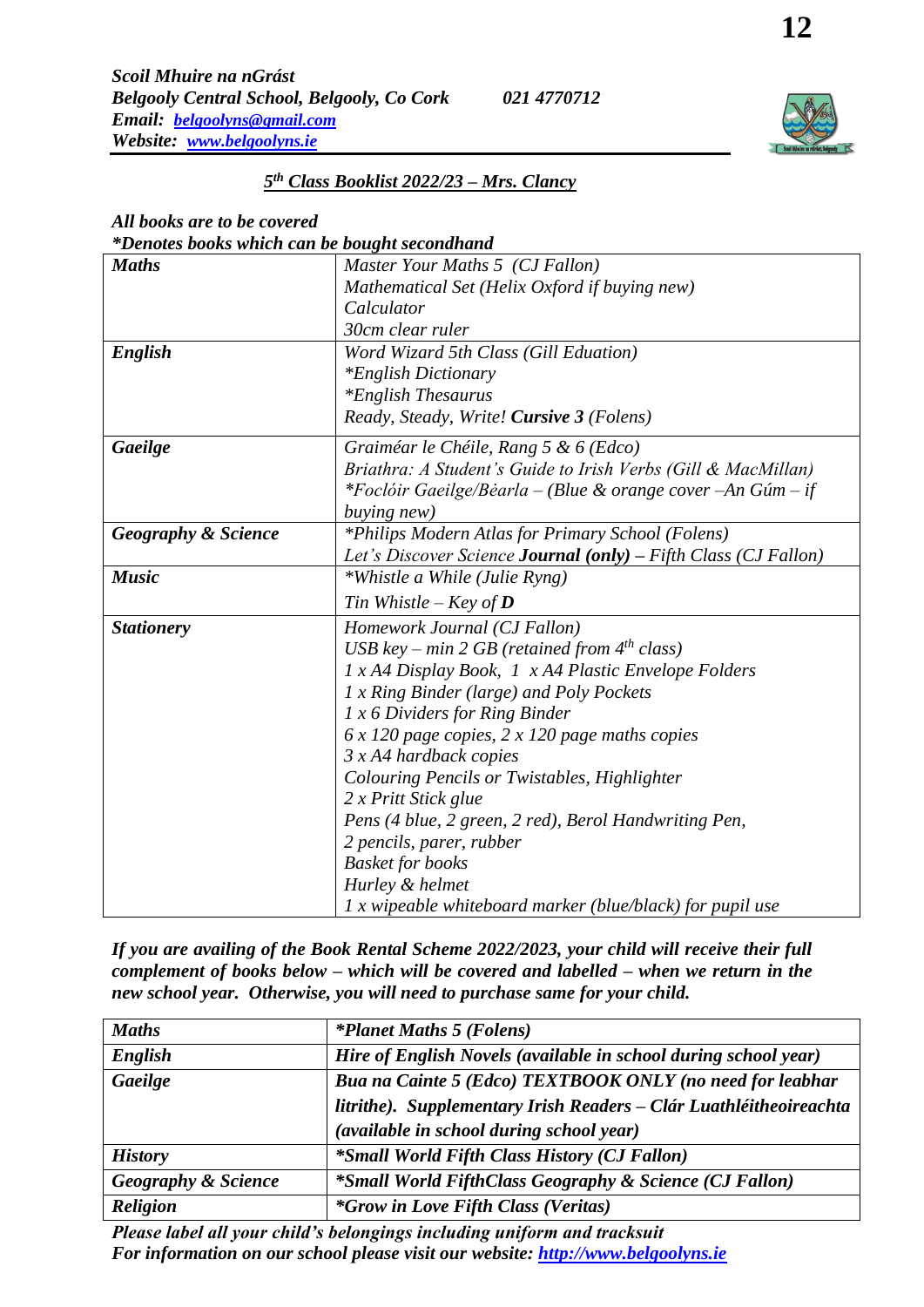***Scoil Mhuire na nGrást***
***Belgooly Central School, Belgooly, Co Cork*** ***021 4770712***
***Email: [belgoolyns@gmail.com](mailto:belgoolyns@gmail.com)***
***Website: [www.belgoolyns.ie](http://www.belgoolyns.ie)***

## *5th Class Booklist 2022/23 – Mrs. Clancy*

***All books are to be covered***
***\*Denotes books which can be bought secondhand***

| | |
|---|---|
| ***Maths*** | *Master Your Maths 5 (CJ Fallon)*<br>*Mathematical Set (Helix Oxford if buying new)*<br>*Calculator*<br>*30cm clear ruler* |
| ***English*** | *Word Wizard 5th Class (Gill Eduation)*<br>*\*English Dictionary*<br>*\*English Thesaurus*<br>*Ready, Steady, Write!* ***Cursive 3*** *(Folens)* |
| ***Gaeilge*** | *Graiméar le Chéile, Rang 5 & 6 (Edco)*<br>*Briathra: A Student's Guide to Irish Verbs (Gill & MacMillan)*<br>*\*Foclóir Gaeilge/Bèarla – (Blue & orange cover –An Gúm – if buying new)* |
| ***Geography & Science*** | *\*Philips Modern Atlas for Primary School (Folens)*<br>*Let's Discover Science* ***Journal (only)*** *– Fifth Class (CJ Fallon)* |
| ***Music*** | *\*Whistle a While (Julie Ryng)*<br>*Tin Whistle – Key of* ***D*** |
| ***Stationery*** | *Homework Journal (CJ Fallon)*<br>*USB key – min 2 GB (retained from 4th class)*<br>*1 x A4 Display Book, 1 x A4 Plastic Envelope Folders*<br>*1 x Ring Binder (large) and Poly Pockets*<br>*1 x 6 Dividers for Ring Binder*<br>*6 x 120 page copies, 2 x 120 page maths copies*<br>*3 x A4 hardback copies*<br>*Colouring Pencils or Twistables, Highlighter*<br>*2 x Pritt Stick glue*<br>*Pens (4 blue, 2 green, 2 red), Berol Handwriting Pen,*<br>*2 pencils, parer, rubber*<br>*Basket for books*<br>*Hurley & helmet*<br>*1 x wipeable whiteboard marker (blue/black) for pupil use* |

***If you are availing of the Book Rental Scheme 2022/2023, your child will receive their full complement of books below – which will be covered and labelled – when we return in the new school year. Otherwise, you will need to purchase same for your child.***

| | |
|---|---|
| ***Maths*** | ***\*Planet Maths 5 (Folens)*** |
| ***English*** | ***Hire of English Novels (available in school during school year)*** |
| ***Gaeilge*** | ***Bua na Cainte 5 (Edco) TEXTBOOK ONLY (no need for leabhar litrithe). Supplementary Irish Readers – Clár Luathléitheoireachta (available in school during school year)*** |
| ***History*** | ***\*Small World Fifth Class History (CJ Fallon)*** |
| ***Geography & Science*** | ***\*Small World FifthClass Geography & Science (CJ Fallon)*** |
| ***Religion*** | ***\*Grow in Love Fifth Class (Veritas)*** |

***Please label all your child's belongings including uniform and tracksuit***
***For information on our school please visit our website: [http://www.belgoolyns.ie](http://www.belgoolyns.ie)***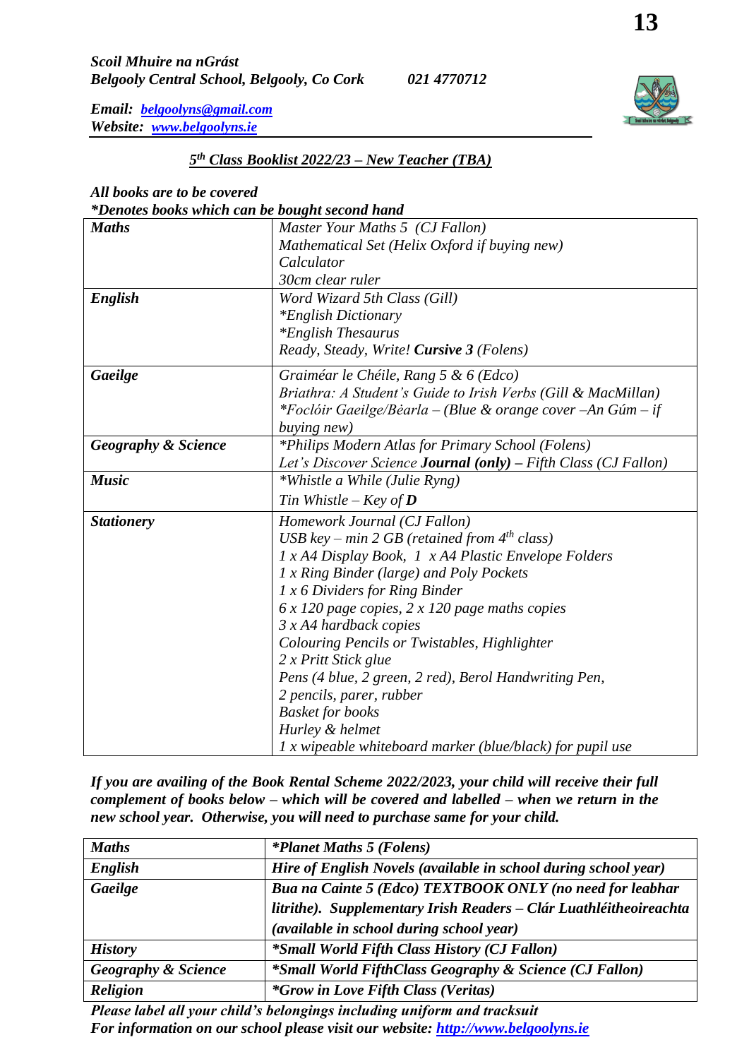***Scoil Mhuire na nGrást***
***Belgooly Central School, Belgooly, Co Cork*** ***021 4770712***

***Email:*** ***[belgoolyns@gmail.com](mailto:belgoolyns@gmail.com)***
***Website:*** ***[www.belgoolyns.ie](http://www.belgoolyns.ie)***

## ***5th Class Booklist 2022/23 – New Teacher (TBA)***

***All books are to be covered***
****Denotes books which can be bought second hand***

| | |
|---|---|
| ***Maths*** | *Master Your Maths 5 (CJ Fallon)*<br>*Mathematical Set (Helix Oxford if buying new)*<br>*Calculator*<br>*30cm clear ruler* |
| ***English*** | *Word Wizard 5th Class (Gill)*<br>**English Dictionary*<br>**English Thesaurus*<br>*Ready, Steady, Write!* ***Cursive 3*** *(Folens)* |
| ***Gaeilge*** | *Graiméar le Chéile, Rang 5 & 6 (Edco)*<br>*Briathra: A Student's Guide to Irish Verbs (Gill & MacMillan)*<br>**Foclóir Gaeilge/Bèarla – (Blue & orange cover –An Gúm – if buying new)* |
| ***Geography & Science*** | **Philips Modern Atlas for Primary School (Folens)*<br>*Let's Discover Science* ***Journal (only)*** *– Fifth Class (CJ Fallon)* |
| ***Music*** | **Whistle a While (Julie Ryng)*<br>*Tin Whistle – Key of* ***D*** |
| ***Stationery*** | *Homework Journal (CJ Fallon)*<br>*USB key – min 2 GB (retained from 4th class)*<br>*1 x A4 Display Book, 1 x A4 Plastic Envelope Folders*<br>*1 x Ring Binder (large) and Poly Pockets*<br>*1 x 6 Dividers for Ring Binder*<br>*6 x 120 page copies, 2 x 120 page maths copies*<br>*3 x A4 hardback copies*<br>*Colouring Pencils or Twistables, Highlighter*<br>*2 x Pritt Stick glue*<br>*Pens (4 blue, 2 green, 2 red), Berol Handwriting Pen,*<br>*2 pencils, parer, rubber*<br>*Basket for books*<br>*Hurley & helmet*<br>*1 x wipeable whiteboard marker (blue/black) for pupil use* |

***If you are availing of the Book Rental Scheme 2022/2023, your child will receive their full complement of books below – which will be covered and labelled – when we return in the new school year. Otherwise, you will need to purchase same for your child.***

| | |
|---|---|
| ***Maths*** | ****Planet Maths 5 (Folens)*** |
| ***English*** | ***Hire of English Novels (available in school during school year)*** |
| ***Gaeilge*** | ***Bua na Cainte 5 (Edco) TEXTBOOK ONLY (no need for leabhar litrithe). Supplementary Irish Readers – Clár Luathléitheoireachta (available in school during school year)*** |
| ***History*** | ****Small World Fifth Class History (CJ Fallon)*** |
| ***Geography & Science*** | ****Small World FifthClass Geography & Science (CJ Fallon)*** |
| ***Religion*** | ****Grow in Love Fifth Class (Veritas)*** |

***Please label all your child's belongings including uniform and tracksuit***
***For information on our school please visit our website: [http://www.belgoolyns.ie](http://www.belgoolyns.ie)***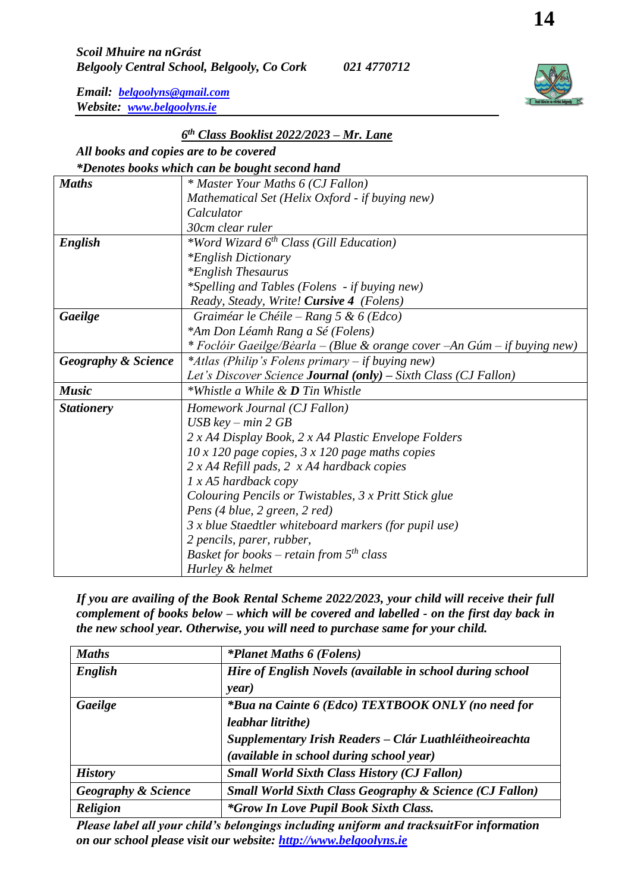*Scoil Mhuire na nGrást*
*Belgooly Central School, Belgooly, Co Cork* *021 4770712*

*Email:* *belgoolyns@gmail.com*
*Website:* *www.belgoolyns.ie*

## *6th Class Booklist 2022/2023 – Mr. Lane*

***All books and copies are to be covered***
***\*Denotes books which can be bought second hand***

| | |
|---|---|
| ***Maths*** | *\* Master Your Maths 6 (CJ Fallon)*<br>*Mathematical Set (Helix Oxford - if buying new)*<br>*Calculator*<br>*30cm clear ruler* |
| ***English*** | *\*Word Wizard 6th Class (Gill Education)*<br>*\*English Dictionary*<br>*\*English Thesaurus*<br>*\*Spelling and Tables (Folens - if buying new)*<br>*Ready, Steady, Write!* ***Cursive 4*** *(Folens)* |
| ***Gaeilge*** | *Graiméar le Chéile – Rang 5 & 6 (Edco)*<br>*\*Am Don Léamh Rang a Sé (Folens)*<br>*\* Foclóir Gaeilge/Béarla – (Blue & orange cover –An Gúm – if buying new)* |
| ***Geography & Science*** | *\*Atlas (Philip's Folens primary – if buying new)*<br>*Let's Discover Science* ***Journal (only)*** *– Sixth Class (CJ Fallon)* |
| ***Music*** | *\*Whistle a While &* ***D*** *Tin Whistle* |
| ***Stationery*** | *Homework Journal (CJ Fallon)*<br>*USB key – min 2 GB*<br>*2 x A4 Display Book, 2 x A4 Plastic Envelope Folders*<br>*10 x 120 page copies, 3 x 120 page maths copies*<br>*2 x A4 Refill pads, 2 x A4 hardback copies*<br>*1 x A5 hardback copy*<br>*Colouring Pencils or Twistables, 3 x Pritt Stick glue*<br>*Pens (4 blue, 2 green, 2 red)*<br>*3 x blue Staedtler whiteboard markers (for pupil use)*<br>*2 pencils, parer, rubber,*<br>*Basket for books – retain from 5th class*<br>*Hurley & helmet* |

***If you are availing of the Book Rental Scheme 2022/2023, your child will receive their full complement of books below – which will be covered and labelled - on the first day back in the new school year. Otherwise, you will need to purchase same for your child.***

| | |
|---|---|
| ***Maths*** | ***\*Planet Maths 6 (Folens)*** |
| ***English*** | ***Hire of English Novels (available in school during school year)*** |
| ***Gaeilge*** | ***\*Bua na Cainte 6 (Edco) TEXTBOOK ONLY (no need for leabhar litrithe)***<br>***Supplementary Irish Readers – Clár Luathléitheoireachta (available in school during school year)*** |
| ***History*** | ***Small World Sixth Class History (CJ Fallon)*** |
| ***Geography & Science*** | ***Small World Sixth Class Geography & Science (CJ Fallon)*** |
| ***Religion*** | ***\*Grow In Love Pupil Book Sixth Class.*** |

***Please label all your child's belongings including uniform and tracksuitFor information on our school please visit our website: http://www.belgoolyns.ie***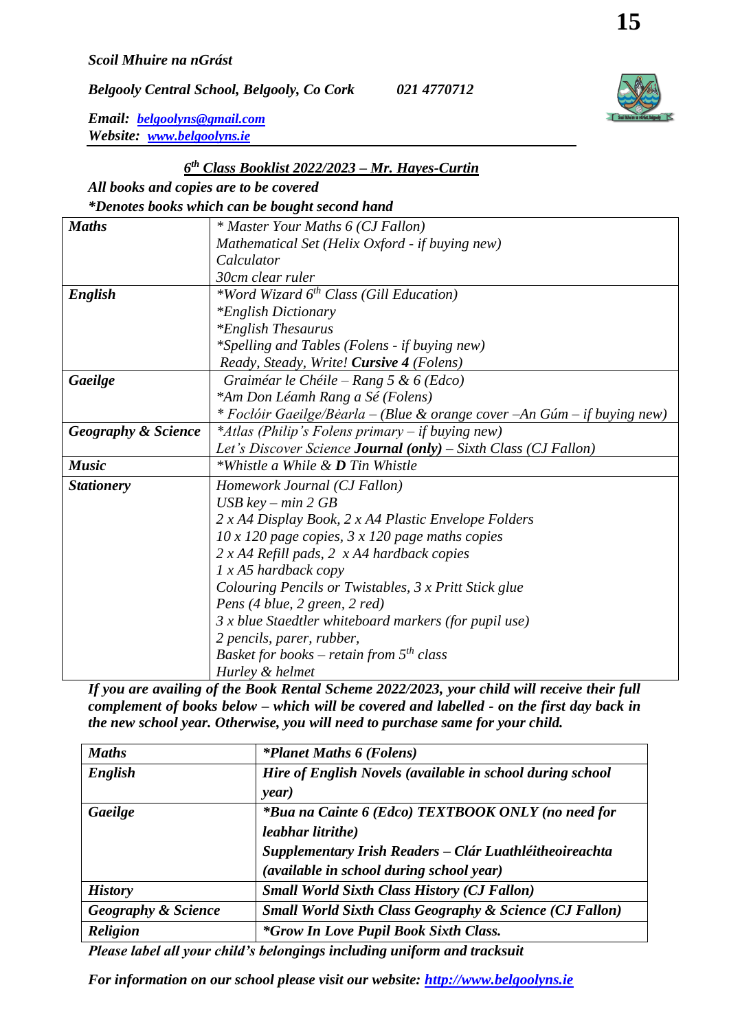*Scoil Mhuire na nGrást*

***Belgooly Central School, Belgooly, Co Cork    021 4770712***

***Email:** [belgoolyns@gmail.com](mailto:belgoolyns@gmail.com)*
***Website:** [www.belgoolyns.ie](http://www.belgoolyns.ie)*

## 6th Class Booklist 2022/2023 – Mr. Hayes-Curtin

***All books and copies are to be covered***
***\*Denotes books which can be bought second hand***

| | |
|---|---|
| ***Maths*** | *\* Master Your Maths 6 (CJ Fallon)*<br>*Mathematical Set (Helix Oxford - if buying new)*<br>*Calculator*<br>*30cm clear ruler* |
| ***English*** | *\*Word Wizard 6th Class (Gill Education)*<br>*\*English Dictionary*<br>*\*English Thesaurus*<br>*\*Spelling and Tables (Folens - if buying new)*<br>*Ready, Steady, Write! **Cursive 4** (Folens)* |
| ***Gaeilge*** | *Graiméar le Chéile – Rang 5 & 6 (Edco)*<br>*\*Am Don Léamh Rang a Sé (Folens)*<br>*\* Foclóir Gaeilge/Bėarla – (Blue & orange cover –An Gúm – if buying new)* |
| ***Geography & Science*** | *\*Atlas (Philip's Folens primary – if buying new)*<br>*Let's Discover Science **Journal (only)** – Sixth Class (CJ Fallon)* |
| ***Music*** | *\*Whistle a While & **D** Tin Whistle* |
| ***Stationery*** | *Homework Journal (CJ Fallon)*<br>*USB key – min 2 GB*<br>*2 x A4 Display Book, 2 x A4 Plastic Envelope Folders*<br>*10 x 120 page copies, 3 x 120 page maths copies*<br>*2 x A4 Refill pads, 2 x A4 hardback copies*<br>*1 x A5 hardback copy*<br>*Colouring Pencils or Twistables, 3 x Pritt Stick glue*<br>*Pens (4 blue, 2 green, 2 red)*<br>*3 x blue Staedtler whiteboard markers (for pupil use)*<br>*2 pencils, parer, rubber,*<br>*Basket for books – retain from 5th class*<br>*Hurley & helmet* |

***If you are availing of the Book Rental Scheme 2022/2023, your child will receive their full complement of books below – which will be covered and labelled - on the first day back in the new school year. Otherwise, you will need to purchase same for your child.***

| | |
|---|---|
| ***Maths*** | ***\*Planet Maths 6 (Folens)*** |
| ***English*** | ***Hire of English Novels (available in school during school year)*** |
| ***Gaeilge*** | ***\*Bua na Cainte 6 (Edco) TEXTBOOK ONLY (no need for leabhar litrithe)***<br>***Supplementary Irish Readers – Clár Luathléitheoireachta (available in school during school year)*** |
| ***History*** | ***Small World Sixth Class History (CJ Fallon)*** |
| ***Geography & Science*** | ***Small World Sixth Class Geography & Science (CJ Fallon)*** |
| ***Religion*** | ***\*Grow In Love Pupil Book Sixth Class.*** |

***Please label all your child's belongings including uniform and tracksuit***

***For information on our school please visit our website: [http://www.belgoolyns.ie](http://www.belgoolyns.ie)***